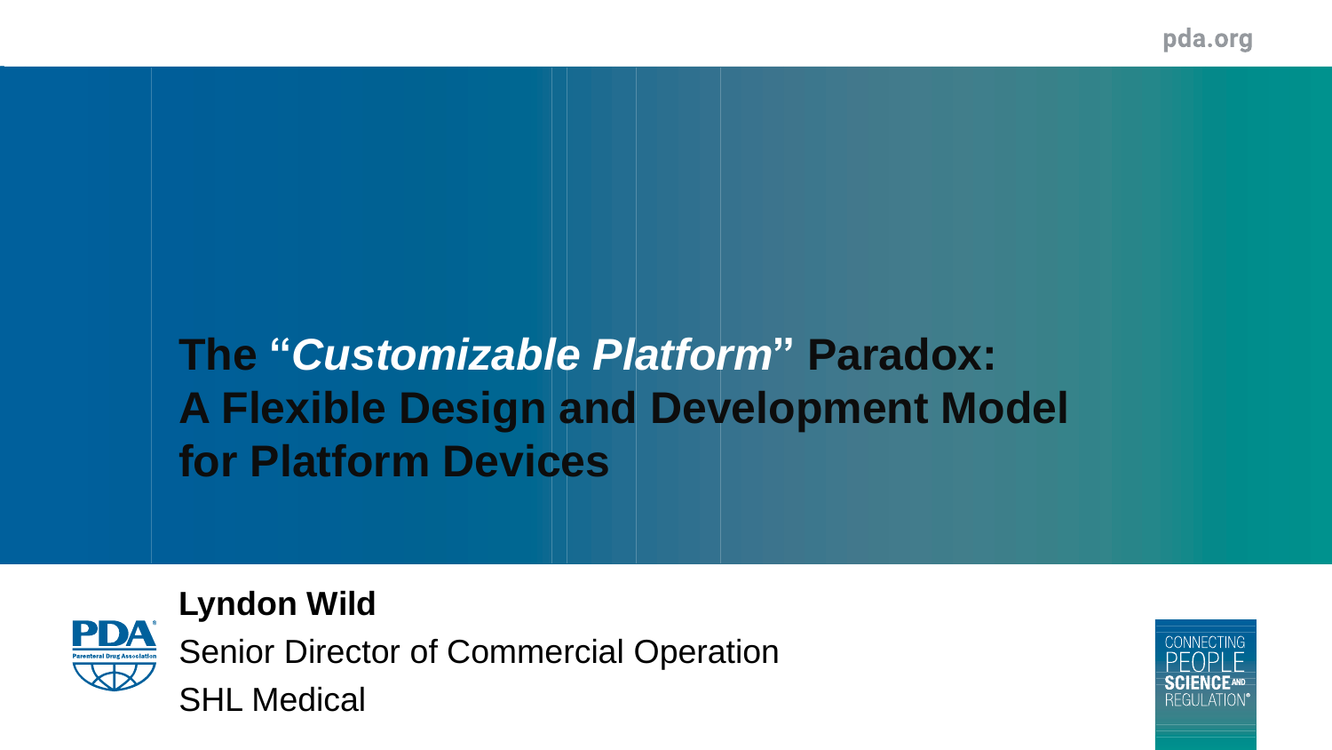# The "*Customizable Platform*" Paradox: A Flexible Design and Development Model for Platform Devices

**Lyndon Wild**

Senior Director of Commercial Operation

SHL Medical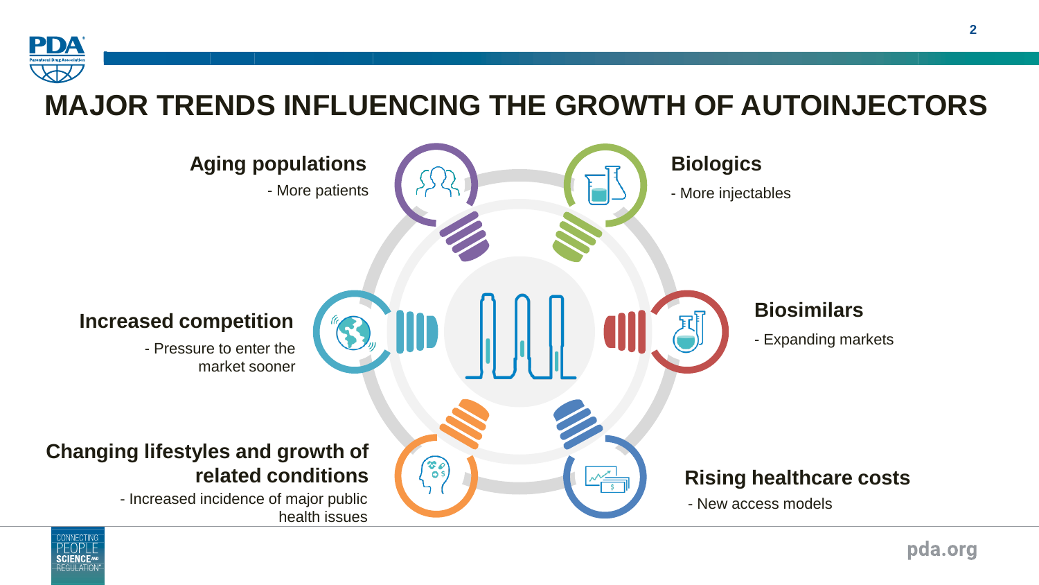# MAJOR TRENDS INFLUENCING THE GROWTH OF AUTOINJECTORS

**Aging populations**
- More patients

**Biologics**
- More injectables

**Increased competition**
- Pressure to enter the market sooner

**Biosimilars**
- Expanding markets

**Changing lifestyles and growth of related conditions**
- Increased incidence of major public health issues

**Rising healthcare costs**
- New access models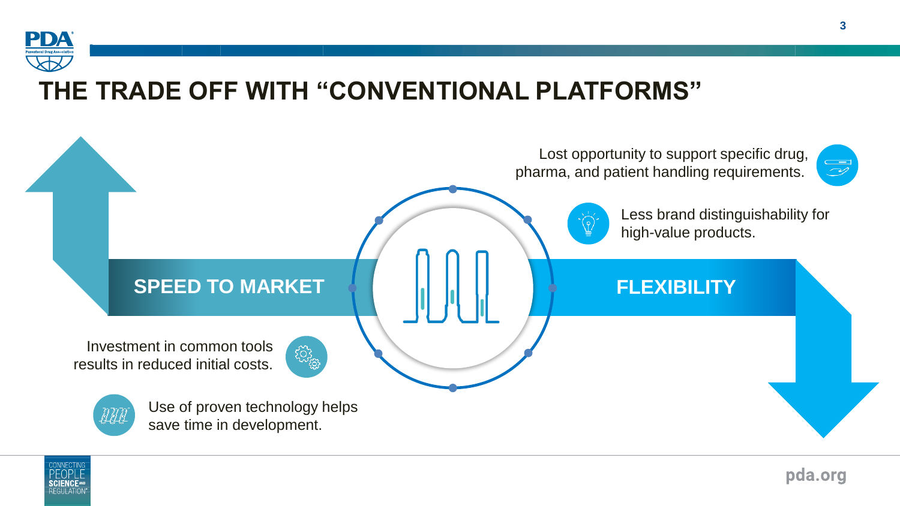# THE TRADE OFF WITH "CONVENTIONAL PLATFORMS"

## SPEED TO MARKET

- Investment in common tools results in reduced initial costs.
- Use of proven technology helps save time in development.

## FLEXIBILITY

- Lost opportunity to support specific drug, pharma, and patient handling requirements.
- Less brand distinguishability for high-value products.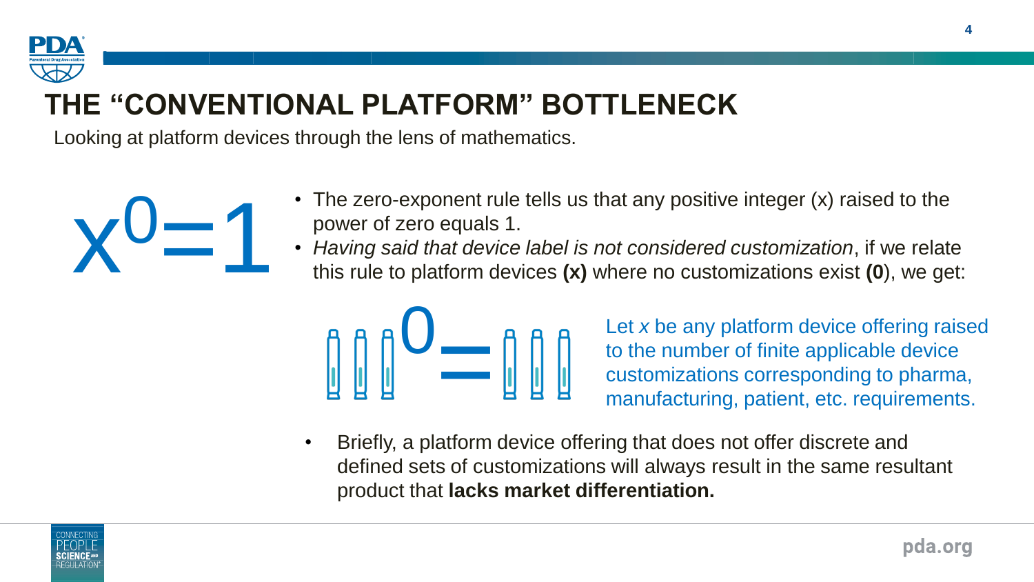# THE "CONVENTIONAL PLATFORM" BOTTLENECK

Looking at platform devices through the lens of mathematics.

$$x^0 = 1$$

- The zero-exponent rule tells us that any positive integer (x) raised to the power of zero equals 1.
- *Having said that device label is not considered customization*, if we relate this rule to platform devices **(x)** where no customizations exist **(0)**, we get:

Let *x* be any platform device offering raised to the number of finite applicable device customizations corresponding to pharma, manufacturing, patient, etc. requirements.

- Briefly, a platform device offering that does not offer discrete and defined sets of customizations will always result in the same resultant product that **lacks market differentiation.**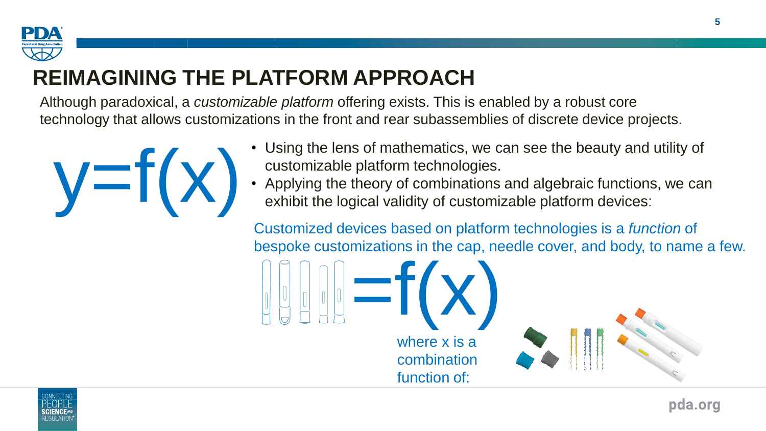# REIMAGINING THE PLATFORM APPROACH

Although paradoxical, a *customizable platform* offering exists. This is enabled by a robust core technology that allows customizations in the front and rear subassemblies of discrete device projects.

$$y=f(x)$$

- Using the lens of mathematics, we can see the beauty and utility of customizable platform technologies.
- Applying the theory of combinations and algebraic functions, we can exhibit the logical validity of customizable platform devices:

Customized devices based on platform technologies is a *function* of bespoke customizations in the cap, needle cover, and body, to name a few.

$$=f(x)$$

where x is a combination function of: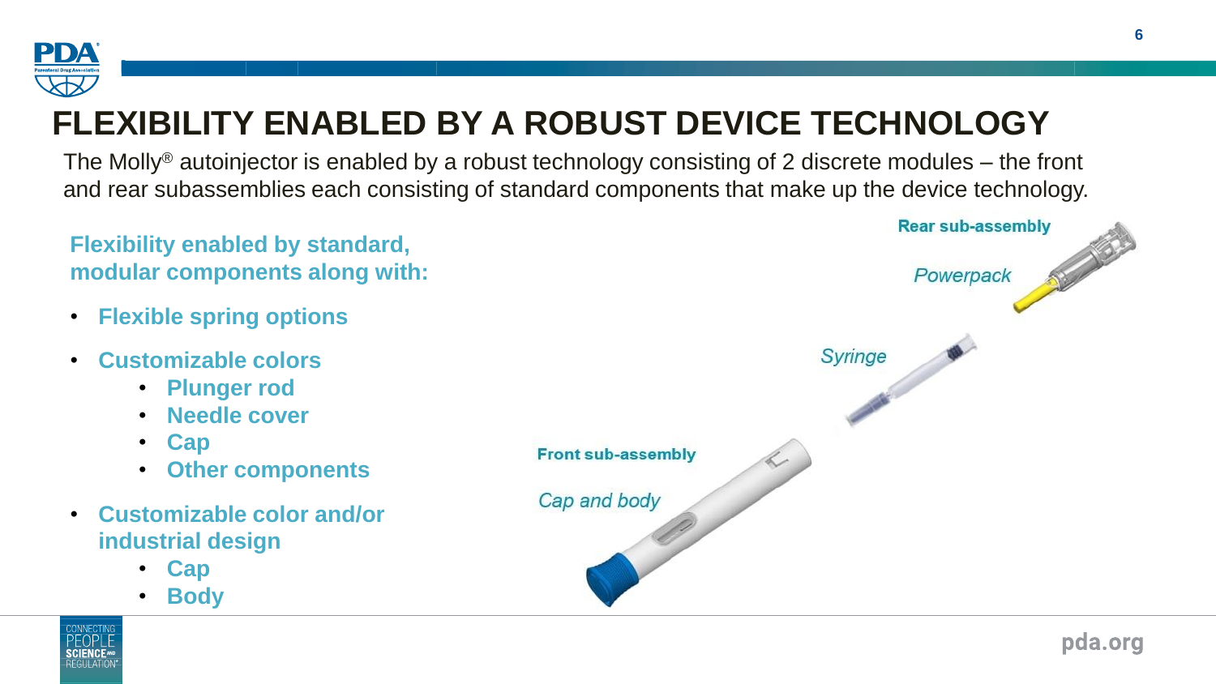# FLEXIBILITY ENABLED BY A ROBUST DEVICE TECHNOLOGY

The Molly® autoinjector is enabled by a robust technology consisting of 2 discrete modules – the front and rear subassemblies each consisting of standard components that make up the device technology.

**Flexibility enabled by standard, modular components along with:**

- **Flexible spring options**
- **Customizable colors**
    - **Plunger rod**
    - **Needle cover**
    - **Cap**
    - **Other components**
- **Customizable color and/or industrial design**
    - **Cap**
    - **Body**

**Rear sub-assembly**

*Powerpack*

*Syringe*

**Front sub-assembly**

*Cap and body*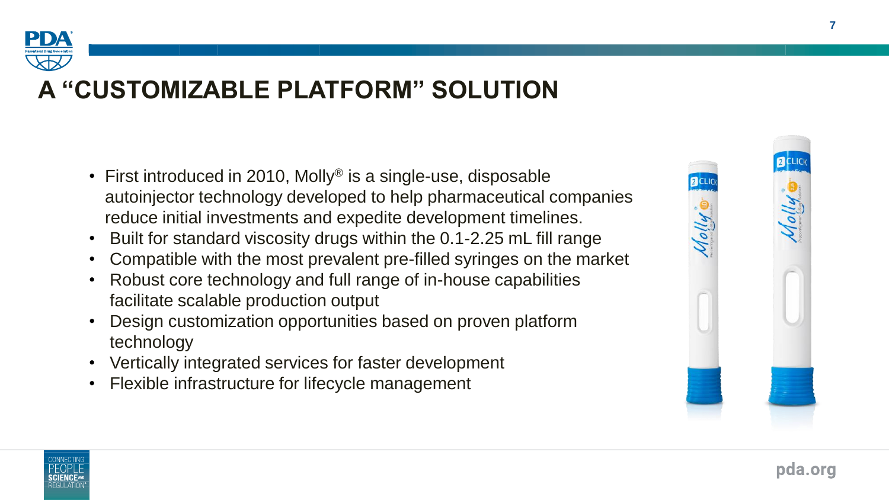# A "CUSTOMIZABLE PLATFORM" SOLUTION

- First introduced in 2010, Molly® is a single-use, disposable autoinjector technology developed to help pharmaceutical companies reduce initial investments and expedite development timelines.
- Built for standard viscosity drugs within the 0.1-2.25 mL fill range
- Compatible with the most prevalent pre-filled syringes on the market
- Robust core technology and full range of in-house capabilities facilitate scalable production output
- Design customization opportunities based on proven platform technology
- Vertically integrated services for faster development
- Flexible infrastructure for lifecycle management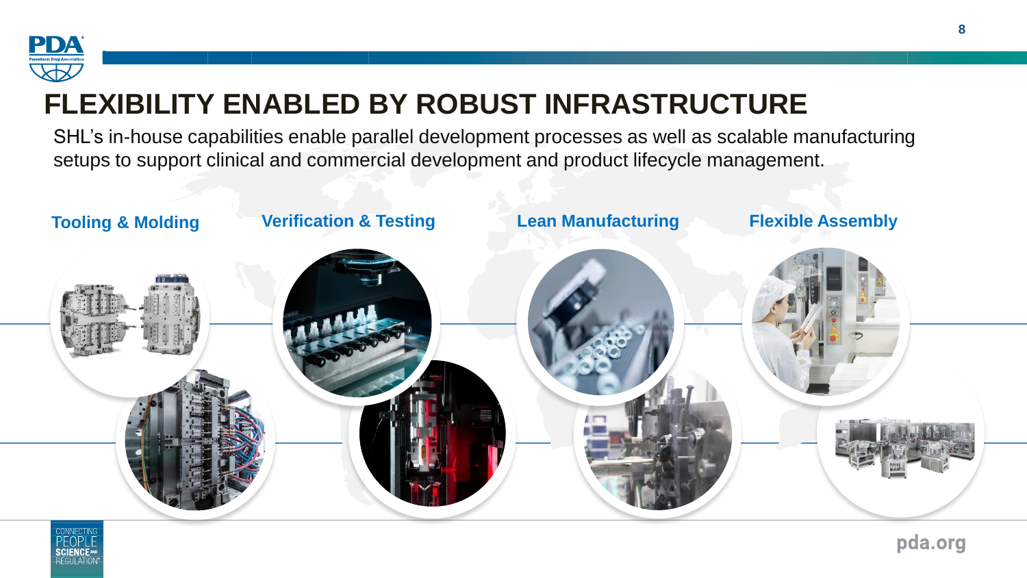# FLEXIBILITY ENABLED BY ROBUST INFRASTRUCTURE

SHL's in-house capabilities enable parallel development processes as well as scalable manufacturing setups to support clinical and commercial development and product lifecycle management.

**Tooling & Molding**

**Verification & Testing**

**Lean Manufacturing**

**Flexible Assembly**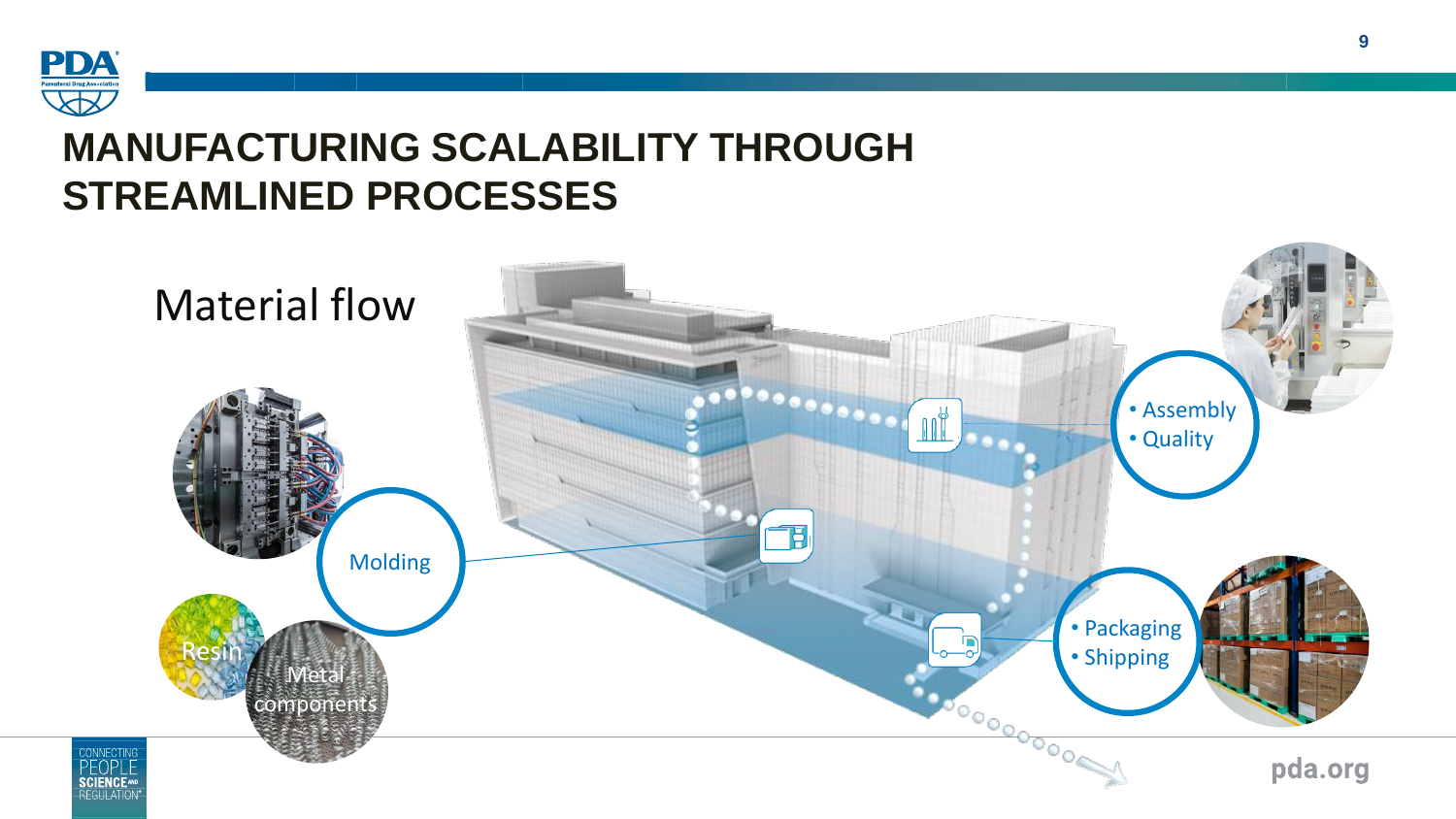# MANUFACTURING SCALABILITY THROUGH STREAMLINED PROCESSES

Material flow

Resin

Metal components

Molding

- Assembly
- Quality

- Packaging
- Shipping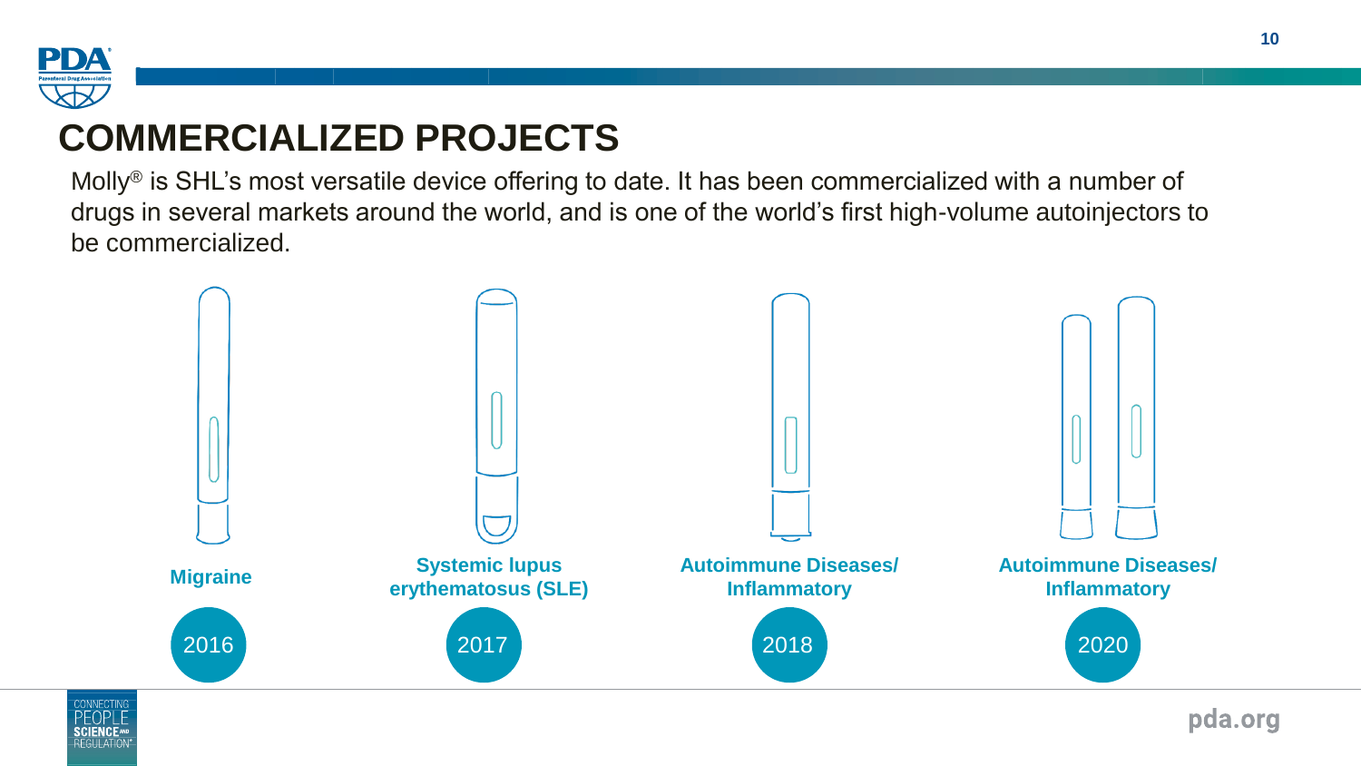# COMMERCIALIZED PROJECTS

Molly® is SHL's most versatile device offering to date. It has been commercialized with a number of drugs in several markets around the world, and is one of the world's first high-volume autoinjectors to be commercialized.

- **Migraine** — 2016
- **Systemic lupus erythematosus (SLE)** — 2017
- **Autoimmune Diseases/ Inflammatory** — 2018
- **Autoimmune Diseases/ Inflammatory** — 2020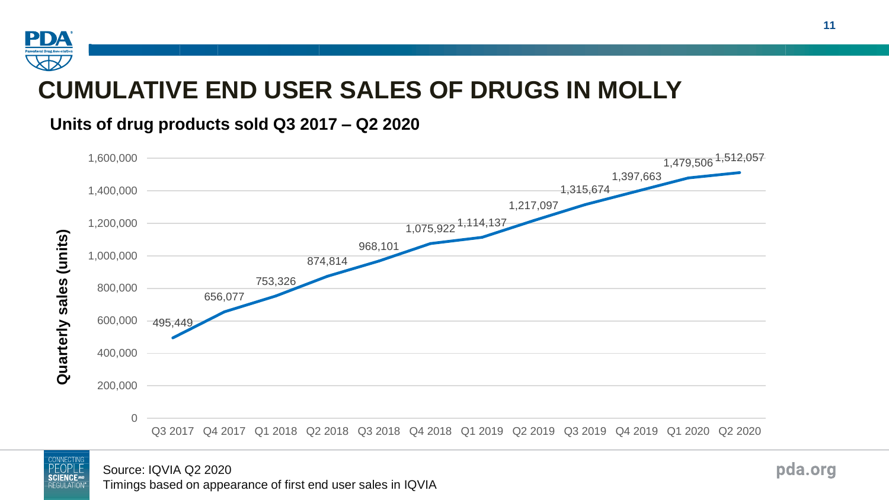# CUMULATIVE END USER SALES OF DRUGS IN MOLLY

**Units of drug products sold Q3 2017 – Q2 2020**

| Quarter | Quarterly sales (units) |
|---|---|
| Q3 2017 | 495,449 |
| Q4 2017 | 656,077 |
| Q1 2018 | 753,326 |
| Q2 2018 | 874,814 |
| Q3 2018 | 968,101 |
| Q4 2018 | 1,075,922 |
| Q1 2019 | 1,114,137 |
| Q2 2019 | 1,217,097 |
| Q3 2019 | 1,315,674 |
| Q4 2019 | 1,397,663 |
| Q1 2020 | 1,479,506 |
| Q2 2020 | 1,512,057 |

Source: IQVIA Q2 2020
Timings based on appearance of first end user sales in IQVIA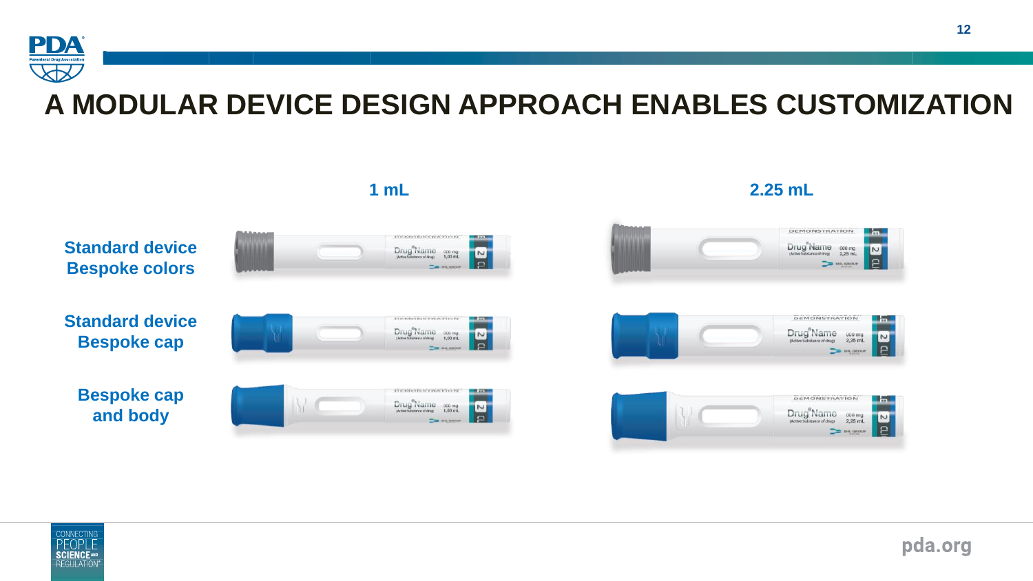# A MODULAR DEVICE DESIGN APPROACH ENABLES CUSTOMIZATION

| | 1 mL | 2.25 mL |
|---|---|---|
| Standard device Bespoke colors | | |
| Standard device Bespoke cap | | |
| Bespoke cap and body | | |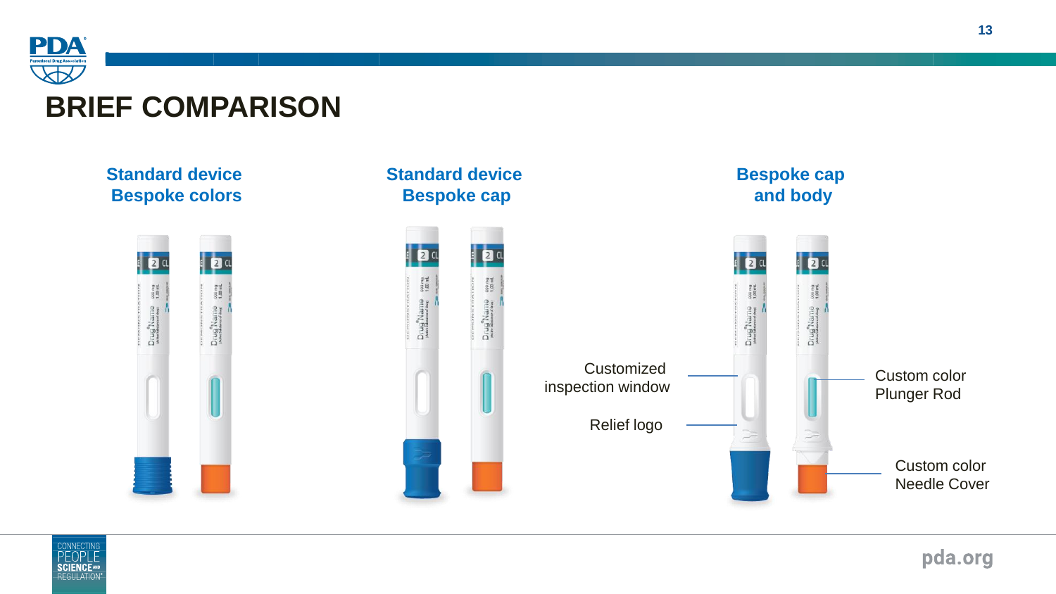# BRIEF COMPARISON

**Standard device Bespoke colors**

**Standard device Bespoke cap**

**Bespoke cap and body**

Customized inspection window

Relief logo

Custom color Plunger Rod

Custom color Needle Cover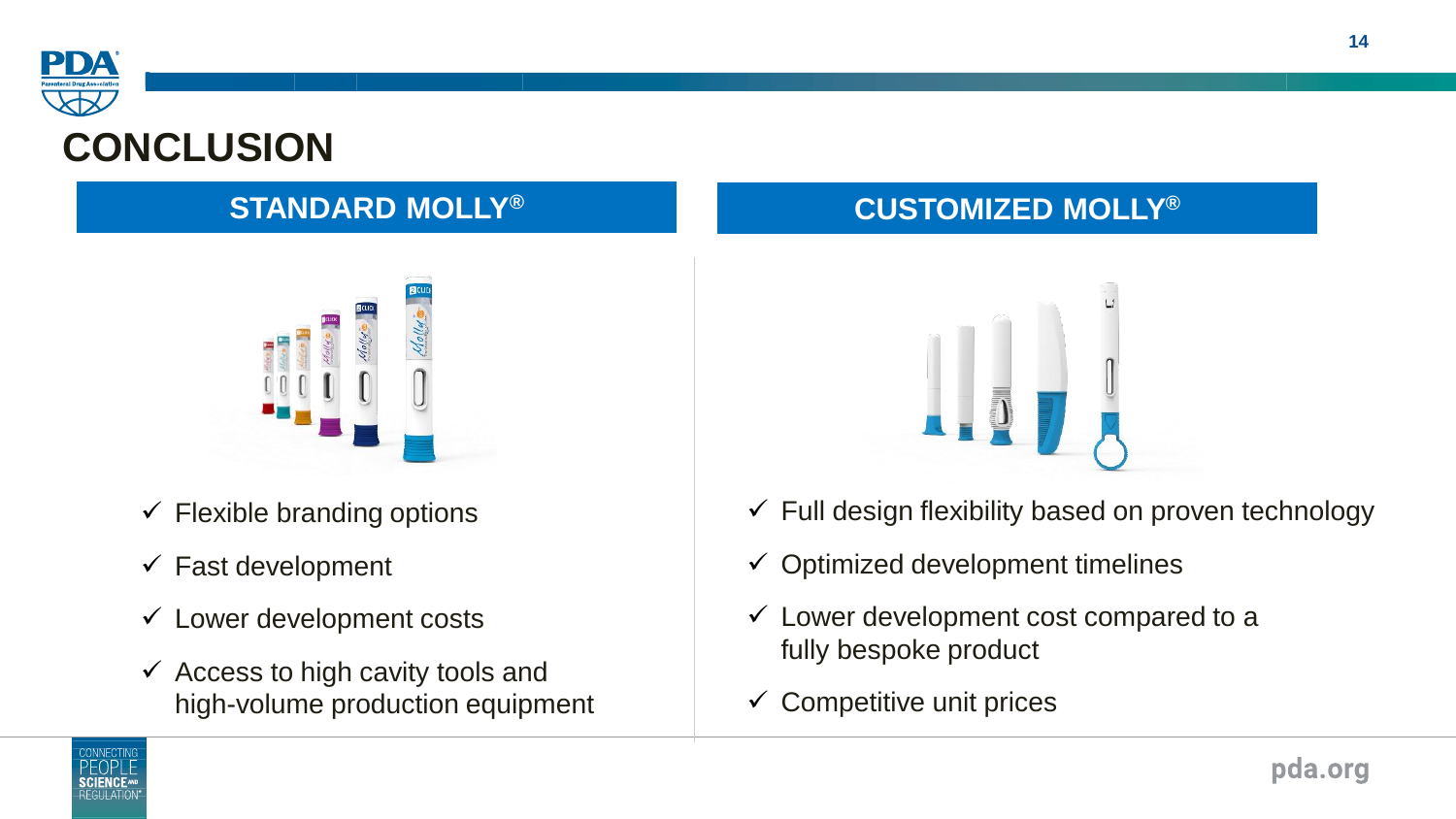# CONCLUSION

## STANDARD MOLLY®

- ✓ Flexible branding options
- ✓ Fast development
- ✓ Lower development costs
- ✓ Access to high cavity tools and high-volume production equipment

## CUSTOMIZED MOLLY®

- ✓ Full design flexibility based on proven technology
- ✓ Optimized development timelines
- ✓ Lower development cost compared to a fully bespoke product
- ✓ Competitive unit prices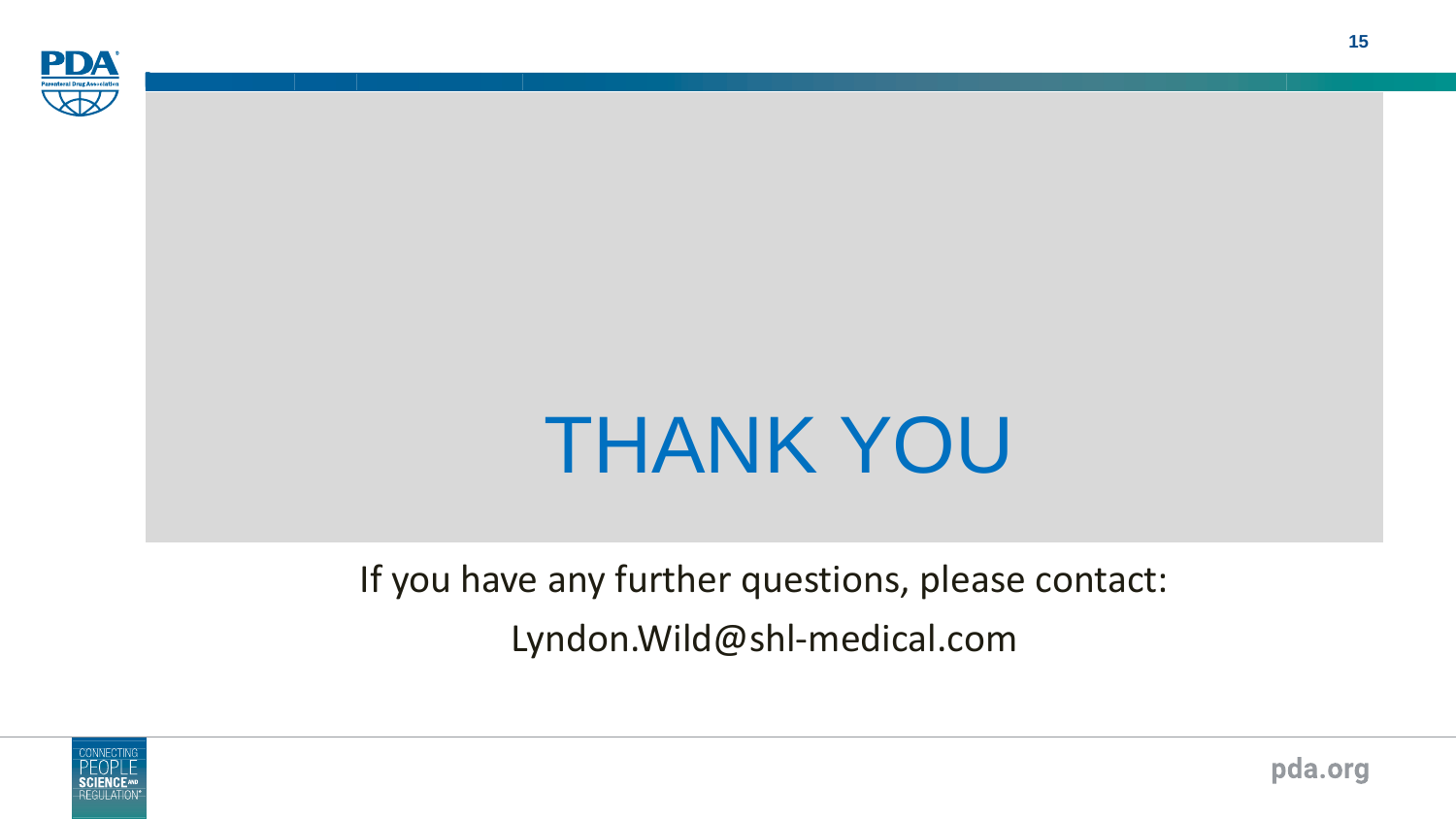# THANK YOU

If you have any further questions, please contact:

Lyndon.Wild@shl-medical.com